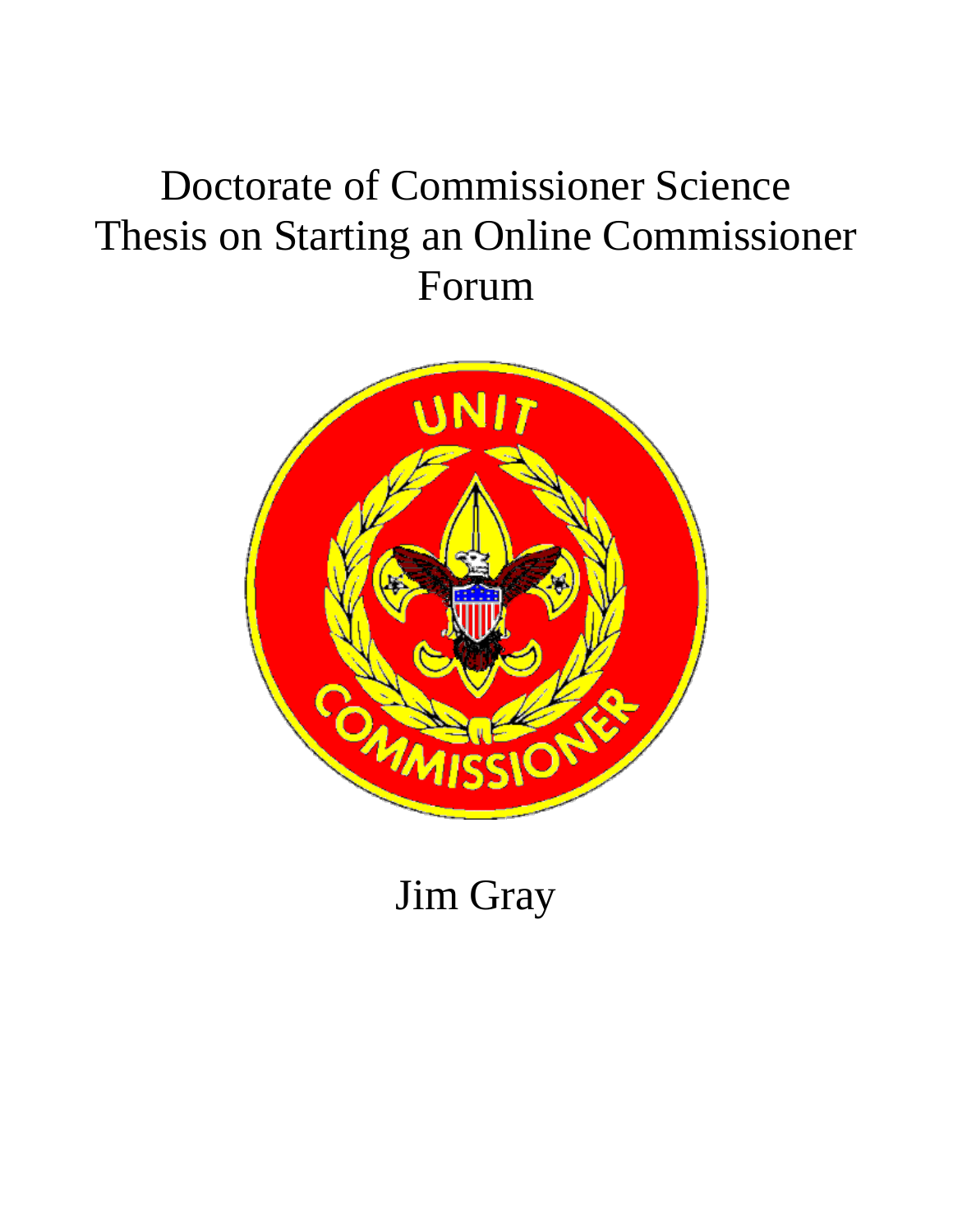# Doctorate of Commissioner Science Thesis on Starting an Online Commissioner Forum

Jim Gray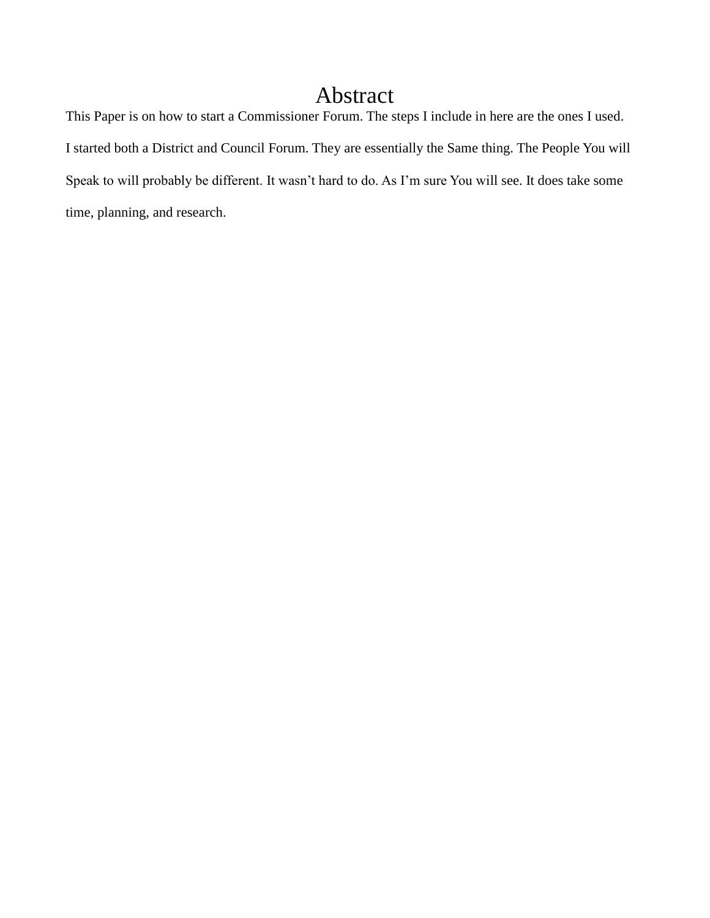# Abstract

This Paper is on how to start a Commissioner Forum. The steps I include in here are the ones I used. I started both a District and Council Forum. They are essentially the Same thing. The People You will Speak to will probably be different. It wasn't hard to do. As I'm sure You will see. It does take some time, planning, and research.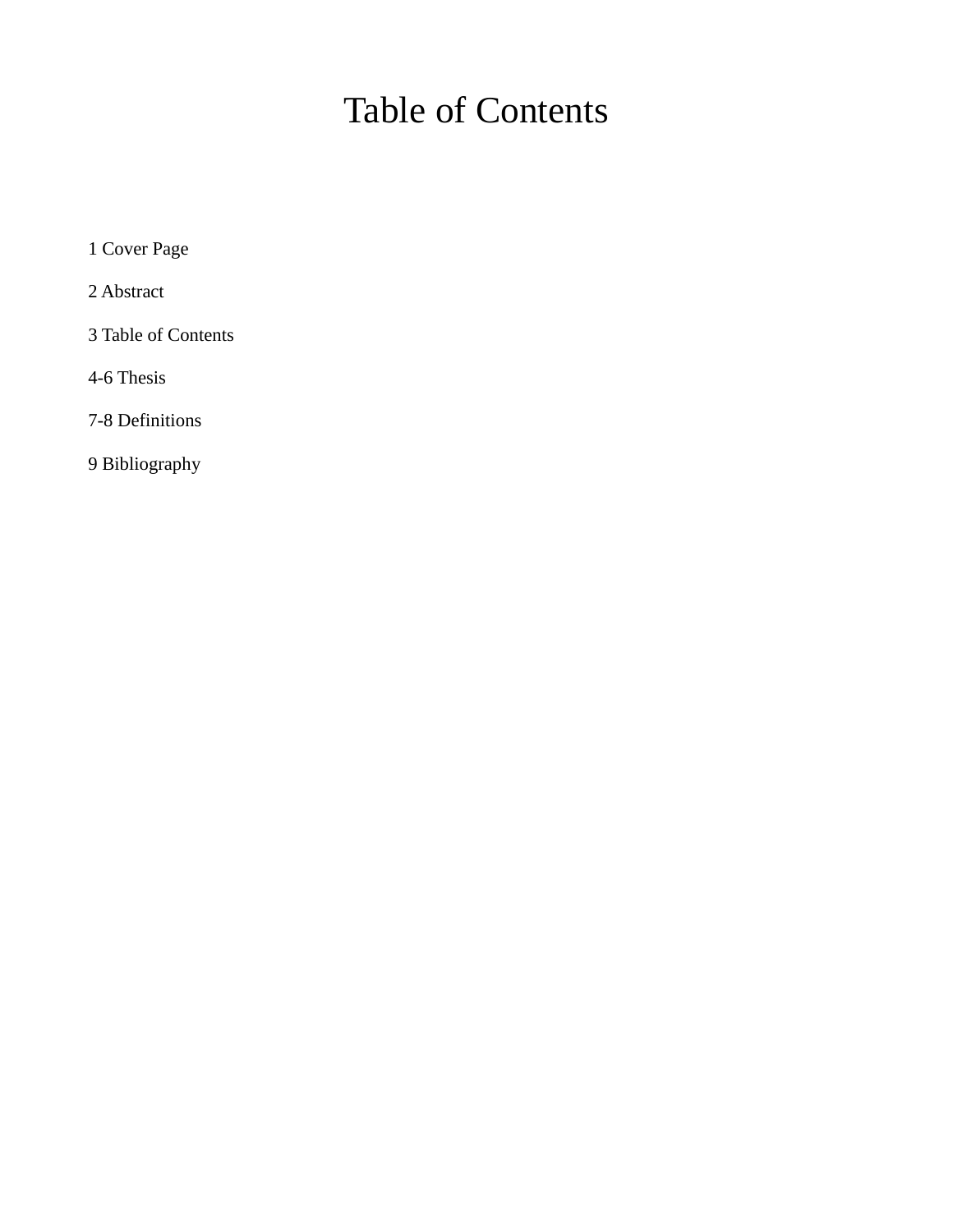# Table of Contents

1 Cover Page

2 Abstract

3 Table of Contents

4-6 Thesis

7-8 Definitions

9 Bibliography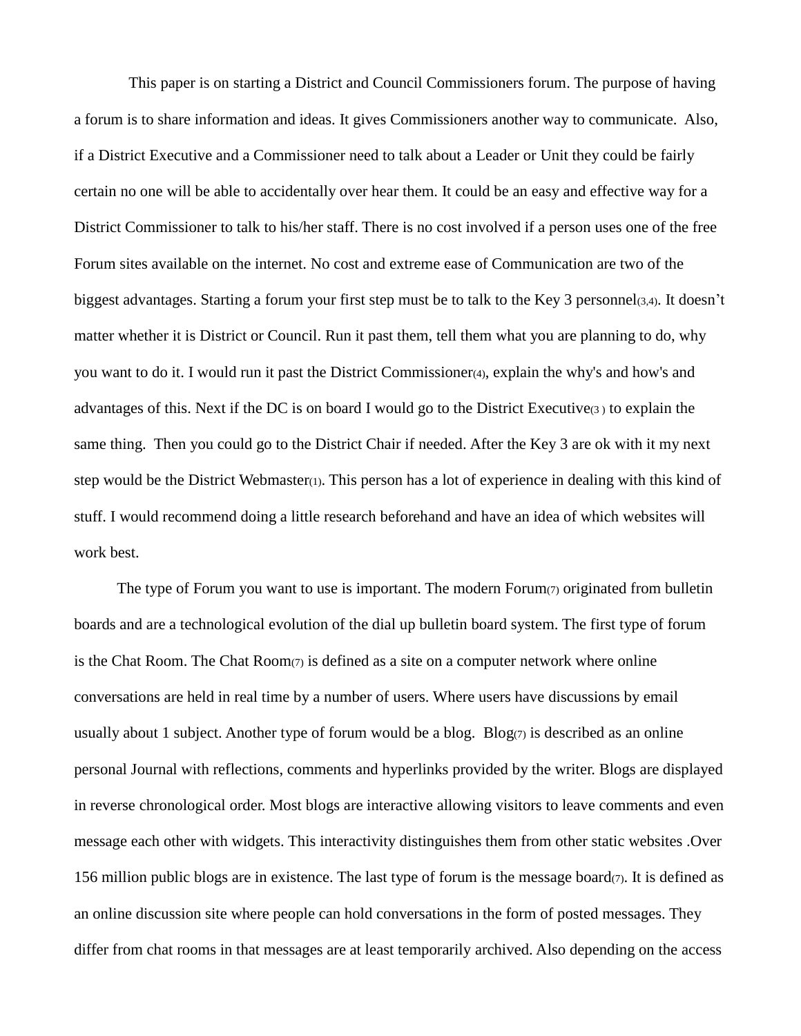This paper is on starting a District and Council Commissioners forum. The purpose of having a forum is to share information and ideas. It gives Commissioners another way to communicate. Also, if a District Executive and a Commissioner need to talk about a Leader or Unit they could be fairly certain no one will be able to accidentally over hear them. It could be an easy and effective way for a District Commissioner to talk to his/her staff. There is no cost involved if a person uses one of the free Forum sites available on the internet. No cost and extreme ease of Communication are two of the biggest advantages. Starting a forum your first step must be to talk to the Key 3 personnel(3,4). It doesn't matter whether it is District or Council. Run it past them, tell them what you are planning to do, why you want to do it. I would run it past the District Commissioner(4), explain the why's and how's and advantages of this. Next if the DC is on board I would go to the District Executive(3 ) to explain the same thing. Then you could go to the District Chair if needed. After the Key 3 are ok with it my next step would be the District Webmaster(1). This person has a lot of experience in dealing with this kind of stuff. I would recommend doing a little research beforehand and have an idea of which websites will work best.

The type of Forum you want to use is important. The modern Forum(7) originated from bulletin boards and are a technological evolution of the dial up bulletin board system. The first type of forum is the Chat Room. The Chat Room(7) is defined as a site on a computer network where online conversations are held in real time by a number of users. Where users have discussions by email usually about 1 subject. Another type of forum would be a blog. Blog(7) is described as an online personal Journal with reflections, comments and hyperlinks provided by the writer. Blogs are displayed in reverse chronological order. Most blogs are interactive allowing visitors to leave comments and even message each other with widgets. This interactivity distinguishes them from other static websites .Over 156 million public blogs are in existence. The last type of forum is the message board(7). It is defined as an online discussion site where people can hold conversations in the form of posted messages. They differ from chat rooms in that messages are at least temporarily archived. Also depending on the access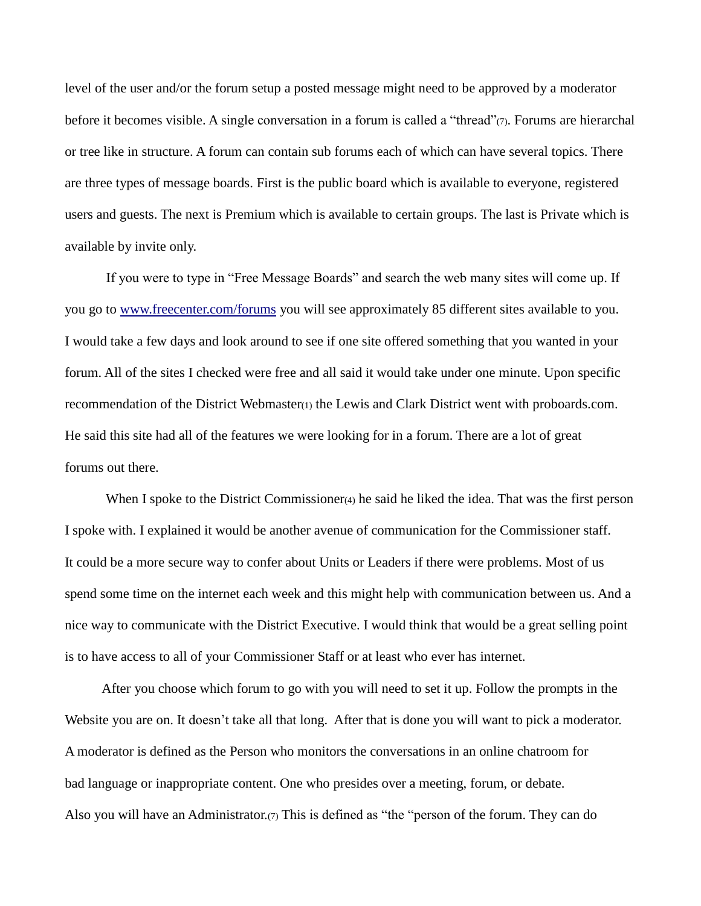level of the user and/or the forum setup a posted message might need to be approved by a moderator before it becomes visible. A single conversation in a forum is called a "thread"(7). Forums are hierarchal or tree like in structure. A forum can contain sub forums each of which can have several topics. There are three types of message boards. First is the public board which is available to everyone, registered users and guests. The next is Premium which is available to certain groups. The last is Private which is available by invite only.

If you were to type in "Free Message Boards" and search the web many sites will come up. If you go to www.freecenter.com/forums you will see approximately 85 different sites available to you. I would take a few days and look around to see if one site offered something that you wanted in your forum. All of the sites I checked were free and all said it would take under one minute. Upon specific recommendation of the District Webmaster(1) the Lewis and Clark District went with proboards.com. He said this site had all of the features we were looking for in a forum. There are a lot of great forums out there.

When I spoke to the District Commissioner(4) he said he liked the idea. That was the first person I spoke with. I explained it would be another avenue of communication for the Commissioner staff. It could be a more secure way to confer about Units or Leaders if there were problems. Most of us spend some time on the internet each week and this might help with communication between us. And a nice way to communicate with the District Executive. I would think that would be a great selling point is to have access to all of your Commissioner Staff or at least who ever has internet.

After you choose which forum to go with you will need to set it up. Follow the prompts in the Website you are on. It doesn't take all that long. After that is done you will want to pick a moderator. A moderator is defined as the Person who monitors the conversations in an online chatroom for bad language or inappropriate content. One who presides over a meeting, forum, or debate. Also you will have an Administrator.(7) This is defined as "the "person of the forum. They can do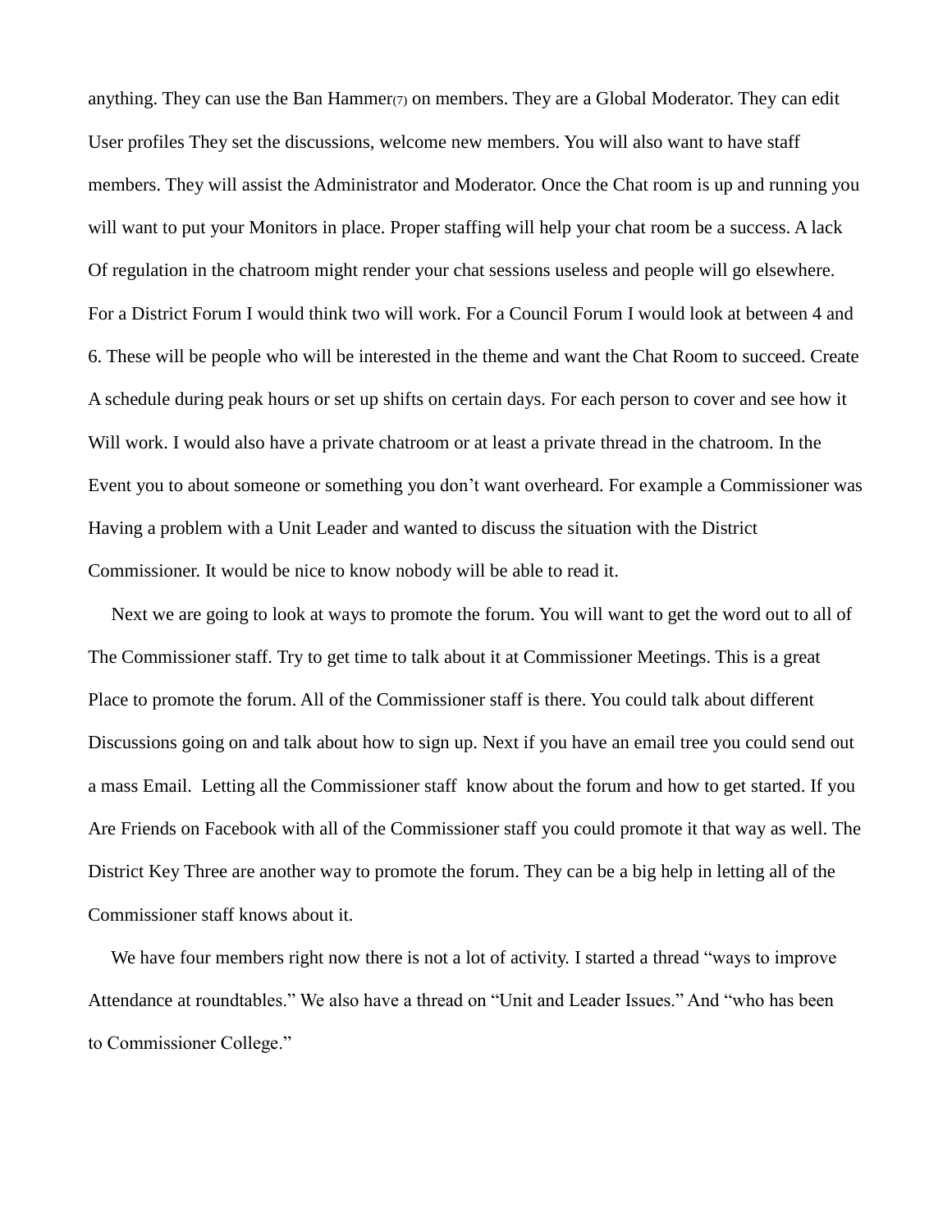anything. They can use the Ban Hammer(7) on members. They are a Global Moderator. They can edit User profiles They set the discussions, welcome new members. You will also want to have staff members. They will assist the Administrator and Moderator. Once the Chat room is up and running you will want to put your Monitors in place. Proper staffing will help your chat room be a success. A lack Of regulation in the chatroom might render your chat sessions useless and people will go elsewhere. For a District Forum I would think two will work. For a Council Forum I would look at between 4 and 6. These will be people who will be interested in the theme and want the Chat Room to succeed. Create A schedule during peak hours or set up shifts on certain days. For each person to cover and see how it Will work. I would also have a private chatroom or at least a private thread in the chatroom. In the Event you to about someone or something you don't want overheard. For example a Commissioner was Having a problem with a Unit Leader and wanted to discuss the situation with the District Commissioner. It would be nice to know nobody will be able to read it.

Next we are going to look at ways to promote the forum. You will want to get the word out to all of The Commissioner staff. Try to get time to talk about it at Commissioner Meetings. This is a great Place to promote the forum. All of the Commissioner staff is there. You could talk about different Discussions going on and talk about how to sign up. Next if you have an email tree you could send out a mass Email. Letting all the Commissioner staff know about the forum and how to get started. If you Are Friends on Facebook with all of the Commissioner staff you could promote it that way as well. The District Key Three are another way to promote the forum. They can be a big help in letting all of the Commissioner staff knows about it.

We have four members right now there is not a lot of activity. I started a thread "ways to improve Attendance at roundtables." We also have a thread on "Unit and Leader Issues." And "who has been to Commissioner College."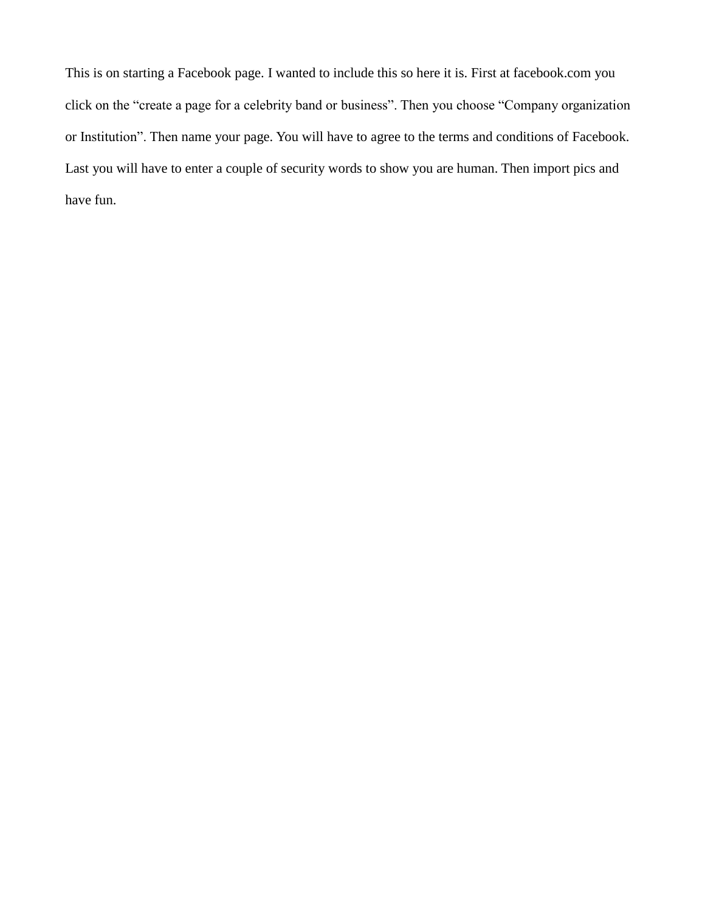This is on starting a Facebook page. I wanted to include this so here it is. First at facebook.com you click on the “create a page for a celebrity band or business”. Then you choose “Company organization or Institution”. Then name your page. You will have to agree to the terms and conditions of Facebook. Last you will have to enter a couple of security words to show you are human. Then import pics and have fun.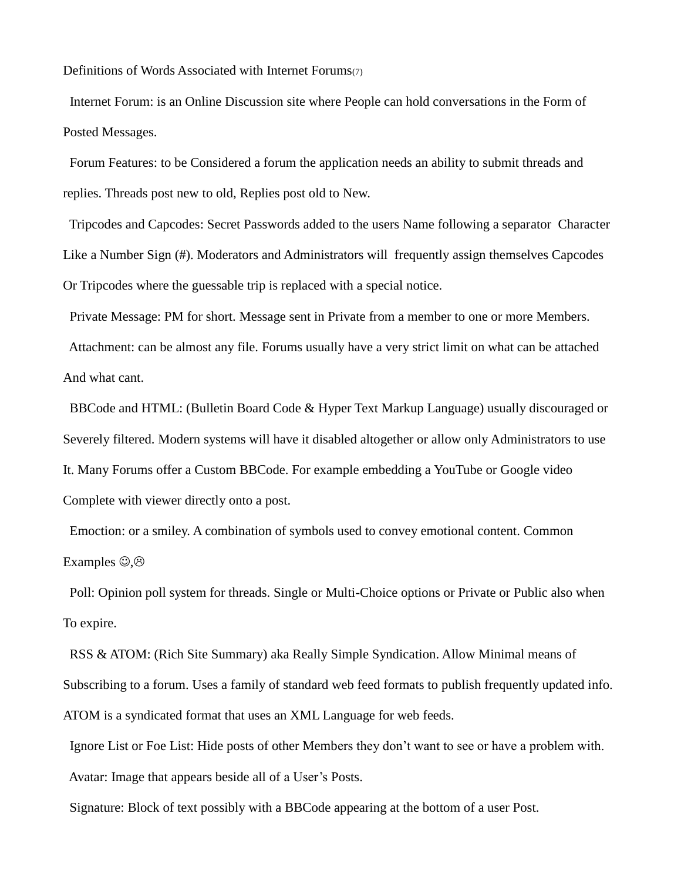Definitions of Words Associated with Internet Forums(7)

Internet Forum: is an Online Discussion site where People can hold conversations in the Form of Posted Messages.

Forum Features: to be Considered a forum the application needs an ability to submit threads and replies. Threads post new to old, Replies post old to New.

Tripcodes and Capcodes: Secret Passwords added to the users Name following a separator Character Like a Number Sign (#). Moderators and Administrators will frequently assign themselves Capcodes Or Tripcodes where the guessable trip is replaced with a special notice.

Private Message: PM for short. Message sent in Private from a member to one or more Members.

Attachment: can be almost any file. Forums usually have a very strict limit on what can be attached And what cant.

BBCode and HTML: (Bulletin Board Code & Hyper Text Markup Language) usually discouraged or Severely filtered. Modern systems will have it disabled altogether or allow only Administrators to use It. Many Forums offer a Custom BBCode. For example embedding a YouTube or Google video Complete with viewer directly onto a post.

Emoction: or a smiley. A combination of symbols used to convey emotional content. Common Examples ☺,☹

Poll: Opinion poll system for threads. Single or Multi-Choice options or Private or Public also when To expire.

RSS & ATOM: (Rich Site Summary) aka Really Simple Syndication. Allow Minimal means of Subscribing to a forum. Uses a family of standard web feed formats to publish frequently updated info. ATOM is a syndicated format that uses an XML Language for web feeds.

Ignore List or Foe List: Hide posts of other Members they don't want to see or have a problem with.

Avatar: Image that appears beside all of a User's Posts.

Signature: Block of text possibly with a BBCode appearing at the bottom of a user Post.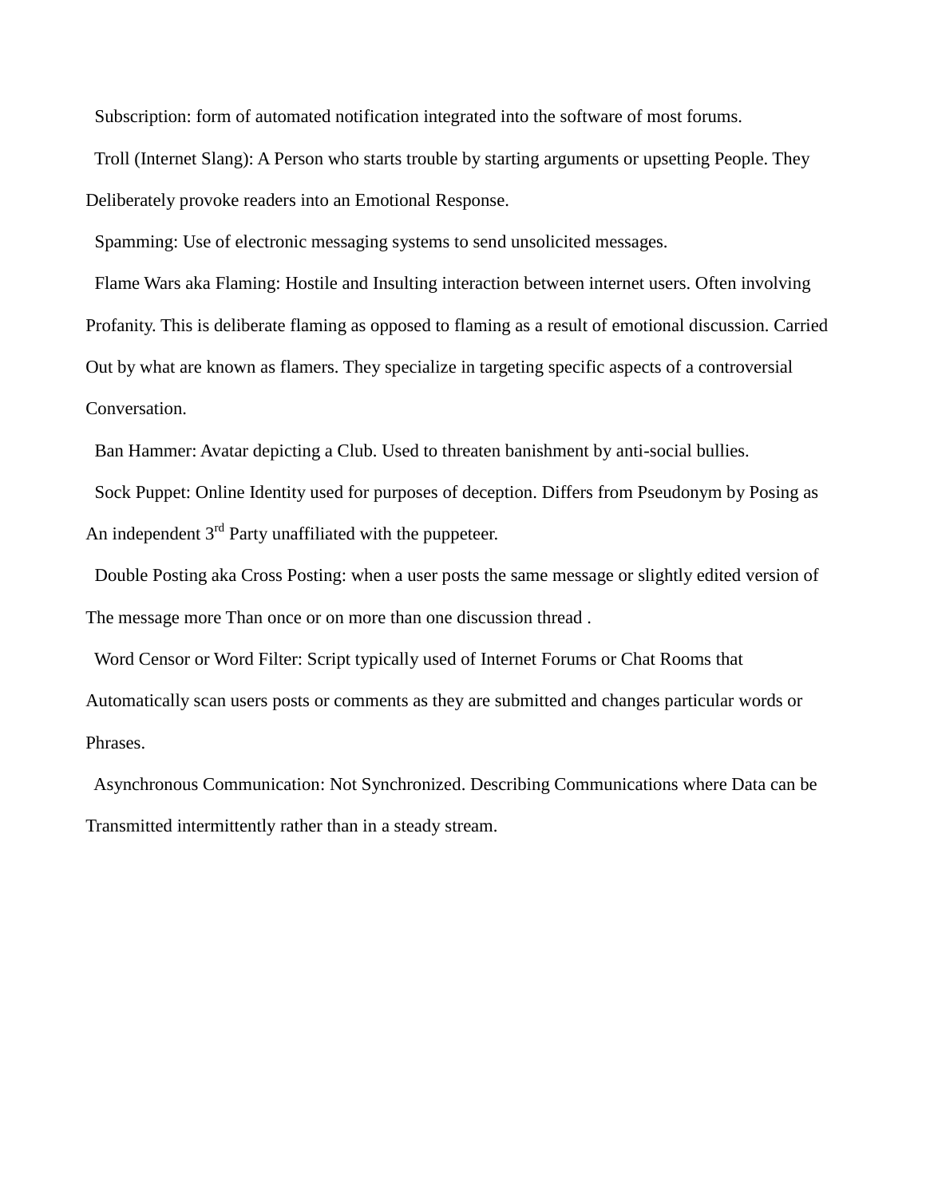Subscription: form of automated notification integrated into the software of most forums.

Troll (Internet Slang): A Person who starts trouble by starting arguments or upsetting People. They Deliberately provoke readers into an Emotional Response.

Spamming: Use of electronic messaging systems to send unsolicited messages.

Flame Wars aka Flaming: Hostile and Insulting interaction between internet users. Often involving Profanity. This is deliberate flaming as opposed to flaming as a result of emotional discussion. Carried Out by what are known as flamers. They specialize in targeting specific aspects of a controversial Conversation.

Ban Hammer: Avatar depicting a Club. Used to threaten banishment by anti-social bullies.

Sock Puppet: Online Identity used for purposes of deception. Differs from Pseudonym by Posing as An independent 3rd Party unaffiliated with the puppeteer.

Double Posting aka Cross Posting: when a user posts the same message or slightly edited version of The message more Than once or on more than one discussion thread .

Word Censor or Word Filter: Script typically used of Internet Forums or Chat Rooms that Automatically scan users posts or comments as they are submitted and changes particular words or Phrases.

Asynchronous Communication: Not Synchronized. Describing Communications where Data can be Transmitted intermittently rather than in a steady stream.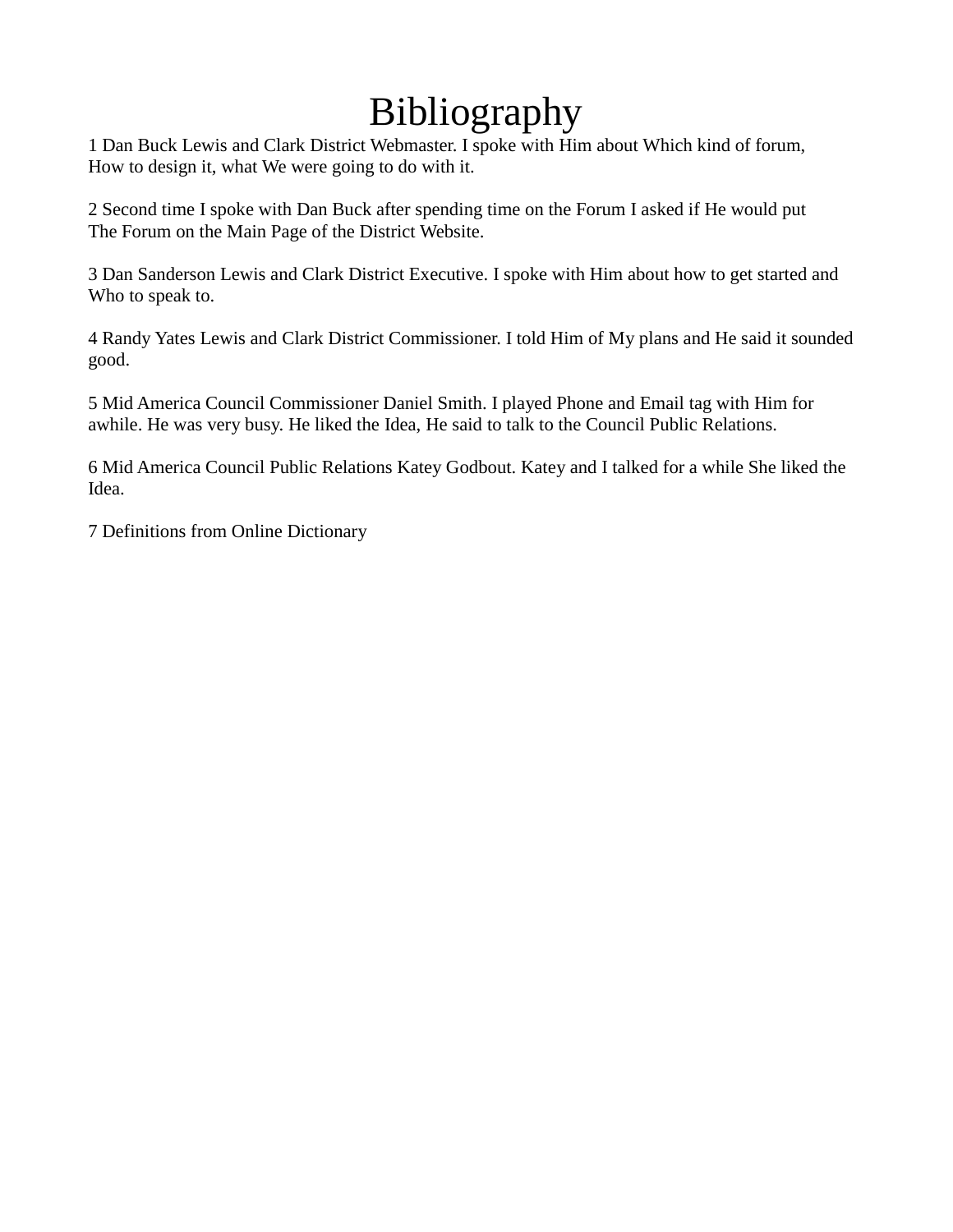# Bibliography

1 Dan Buck Lewis and Clark District Webmaster. I spoke with Him about Which kind of forum, How to design it, what We were going to do with it.

2 Second time I spoke with Dan Buck after spending time on the Forum I asked if He would put The Forum on the Main Page of the District Website.

3 Dan Sanderson Lewis and Clark District Executive. I spoke with Him about how to get started and Who to speak to.

4 Randy Yates Lewis and Clark District Commissioner. I told Him of My plans and He said it sounded good.

5 Mid America Council Commissioner Daniel Smith. I played Phone and Email tag with Him for awhile. He was very busy. He liked the Idea, He said to talk to the Council Public Relations.

6 Mid America Council Public Relations Katey Godbout. Katey and I talked for a while She liked the Idea.

7 Definitions from Online Dictionary